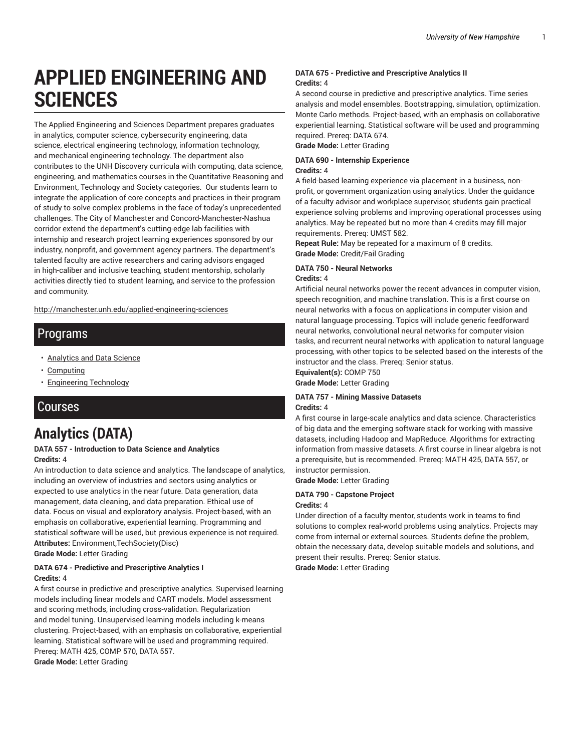# APPLIED ENGINEERING AND SCIENCES

The Applied Engineering and Sciences Department prepares graduates in analytics, computer science, cybersecurity engineering, data science, electrical engineering technology, information technology, and mechanical engineering technology. The department also contributes to the UNH Discovery curricula with computing, data science, engineering, and mathematics courses in the Quantitative Reasoning and Environment, Technology and Society categories. Our students learn to integrate the application of core concepts and practices in their program of study to solve complex problems in the face of today's unprecedented challenges. The City of Manchester and Concord-Manchester-Nashua corridor extend the department's cutting-edge lab facilities with internship and research project learning experiences sponsored by our industry, nonprofit, and government agency partners. The department's talented faculty are active researchers and caring advisors engaged in high-caliber and inclusive teaching, student mentorship, scholarly activities directly tied to student learning, and service to the profession and community.

http://manchester.unh.edu/applied-engineering-sciences

## Programs

- Analytics and Data Science
- Computing
- Engineering Technology

## Courses

## Analytics (DATA)

**DATA 557 - Introduction to Data Science and Analytics**
**Credits:** 4
An introduction to data science and analytics. The landscape of analytics, including an overview of industries and sectors using analytics or expected to use analytics in the near future. Data generation, data management, data cleaning, and data preparation. Ethical use of data. Focus on visual and exploratory analysis. Project-based, with an emphasis on collaborative, experiential learning. Programming and statistical software will be used, but previous experience is not required.
**Attributes:** Environment,TechSociety(Disc)
**Grade Mode:** Letter Grading

**DATA 674 - Predictive and Prescriptive Analytics I**
**Credits:** 4
A first course in predictive and prescriptive analytics. Supervised learning models including linear models and CART models. Model assessment and scoring methods, including cross-validation. Regularization and model tuning. Unsupervised learning models including k-means clustering. Project-based, with an emphasis on collaborative, experiential learning. Statistical software will be used and programming required. Prereq: MATH 425, COMP 570, DATA 557.
**Grade Mode:** Letter Grading

**DATA 675 - Predictive and Prescriptive Analytics II**
**Credits:** 4
A second course in predictive and prescriptive analytics. Time series analysis and model ensembles. Bootstrapping, simulation, optimization. Monte Carlo methods. Project-based, with an emphasis on collaborative experiential learning. Statistical software will be used and programming required. Prereq: DATA 674.
**Grade Mode:** Letter Grading

**DATA 690 - Internship Experience**
**Credits:** 4
A field-based learning experience via placement in a business, non-profit, or government organization using analytics. Under the guidance of a faculty advisor and workplace supervisor, students gain practical experience solving problems and improving operational processes using analytics. May be repeated but no more than 4 credits may fill major requirements. Prereq: UMST 582.
**Repeat Rule:** May be repeated for a maximum of 8 credits.
**Grade Mode:** Credit/Fail Grading

**DATA 750 - Neural Networks**
**Credits:** 4
Artificial neural networks power the recent advances in computer vision, speech recognition, and machine translation. This is a first course on neural networks with a focus on applications in computer vision and natural language processing. Topics will include generic feedforward neural networks, convolutional neural networks for computer vision tasks, and recurrent neural networks with application to natural language processing, with other topics to be selected based on the interests of the instructor and the class. Prereq: Senior status.
**Equivalent(s):** COMP 750
**Grade Mode:** Letter Grading

**DATA 757 - Mining Massive Datasets**
**Credits:** 4
A first course in large-scale analytics and data science. Characteristics of big data and the emerging software stack for working with massive datasets, including Hadoop and MapReduce. Algorithms for extracting information from massive datasets. A first course in linear algebra is not a prerequisite, but is recommended. Prereq: MATH 425, DATA 557, or instructor permission.
**Grade Mode:** Letter Grading

**DATA 790 - Capstone Project**
**Credits:** 4
Under direction of a faculty mentor, students work in teams to find solutions to complex real-world problems using analytics. Projects may come from internal or external sources. Students define the problem, obtain the necessary data, develop suitable models and solutions, and present their results. Prereq: Senior status.
**Grade Mode:** Letter Grading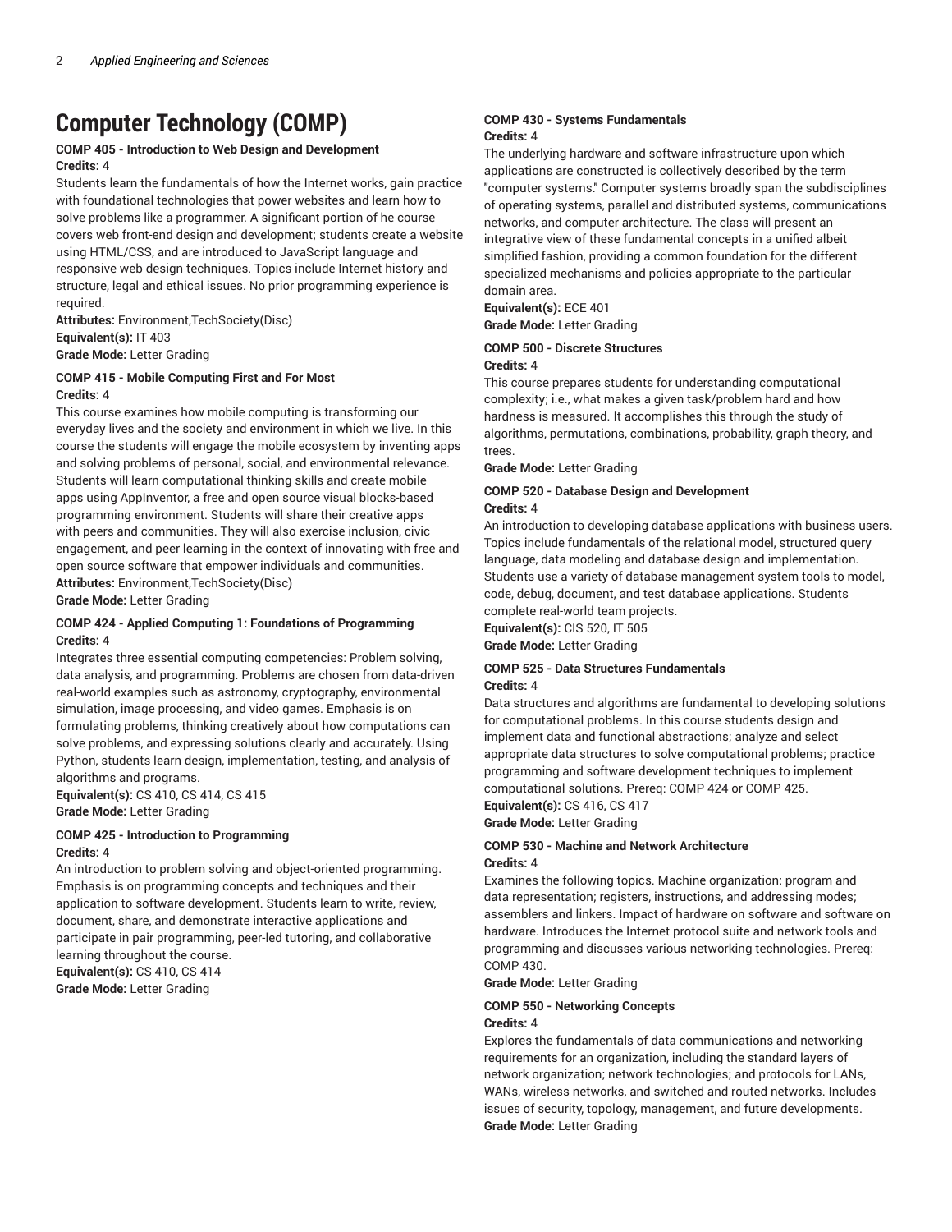# Computer Technology (COMP)

**COMP 405 - Introduction to Web Design and Development**
**Credits:** 4

Students learn the fundamentals of how the Internet works, gain practice with foundational technologies that power websites and learn how to solve problems like a programmer. A significant portion of he course covers web front-end design and development; students create a website using HTML/CSS, and are introduced to JavaScript language and responsive web design techniques. Topics include Internet history and structure, legal and ethical issues. No prior programming experience is required.

**Attributes:** Environment,TechSociety(Disc)
**Equivalent(s):** IT 403
**Grade Mode:** Letter Grading

**COMP 415 - Mobile Computing First and For Most**
**Credits:** 4

This course examines how mobile computing is transforming our everyday lives and the society and environment in which we live. In this course the students will engage the mobile ecosystem by inventing apps and solving problems of personal, social, and environmental relevance. Students will learn computational thinking skills and create mobile apps using AppInventor, a free and open source visual blocks-based programming environment. Students will share their creative apps with peers and communities. They will also exercise inclusion, civic engagement, and peer learning in the context of innovating with free and open source software that empower individuals and communities.

**Attributes:** Environment,TechSociety(Disc)
**Grade Mode:** Letter Grading

**COMP 424 - Applied Computing 1: Foundations of Programming**
**Credits:** 4

Integrates three essential computing competencies: Problem solving, data analysis, and programming. Problems are chosen from data-driven real-world examples such as astronomy, cryptography, environmental simulation, image processing, and video games. Emphasis is on formulating problems, thinking creatively about how computations can solve problems, and expressing solutions clearly and accurately. Using Python, students learn design, implementation, testing, and analysis of algorithms and programs.

**Equivalent(s):** CS 410, CS 414, CS 415
**Grade Mode:** Letter Grading

**COMP 425 - Introduction to Programming**
**Credits:** 4

An introduction to problem solving and object-oriented programming. Emphasis is on programming concepts and techniques and their application to software development. Students learn to write, review, document, share, and demonstrate interactive applications and participate in pair programming, peer-led tutoring, and collaborative learning throughout the course.

**Equivalent(s):** CS 410, CS 414
**Grade Mode:** Letter Grading

**COMP 430 - Systems Fundamentals**
**Credits:** 4

The underlying hardware and software infrastructure upon which applications are constructed is collectively described by the term "computer systems." Computer systems broadly span the subdisciplines of operating systems, parallel and distributed systems, communications networks, and computer architecture. The class will present an integrative view of these fundamental concepts in a unified albeit simplified fashion, providing a common foundation for the different specialized mechanisms and policies appropriate to the particular domain area.

**Equivalent(s):** ECE 401
**Grade Mode:** Letter Grading

**COMP 500 - Discrete Structures**
**Credits:** 4

This course prepares students for understanding computational complexity; i.e., what makes a given task/problem hard and how hardness is measured. It accomplishes this through the study of algorithms, permutations, combinations, probability, graph theory, and trees.

**Grade Mode:** Letter Grading

**COMP 520 - Database Design and Development**
**Credits:** 4

An introduction to developing database applications with business users. Topics include fundamentals of the relational model, structured query language, data modeling and database design and implementation. Students use a variety of database management system tools to model, code, debug, document, and test database applications. Students complete real-world team projects.

**Equivalent(s):** CIS 520, IT 505
**Grade Mode:** Letter Grading

**COMP 525 - Data Structures Fundamentals**
**Credits:** 4

Data structures and algorithms are fundamental to developing solutions for computational problems. In this course students design and implement data and functional abstractions; analyze and select appropriate data structures to solve computational problems; practice programming and software development techniques to implement computational solutions. Prereq: COMP 424 or COMP 425.

**Equivalent(s):** CS 416, CS 417
**Grade Mode:** Letter Grading

**COMP 530 - Machine and Network Architecture**
**Credits:** 4

Examines the following topics. Machine organization: program and data representation; registers, instructions, and addressing modes; assemblers and linkers. Impact of hardware on software and software on hardware. Introduces the Internet protocol suite and network tools and programming and discusses various networking technologies. Prereq: COMP 430.

**Grade Mode:** Letter Grading

**COMP 550 - Networking Concepts**
**Credits:** 4

Explores the fundamentals of data communications and networking requirements for an organization, including the standard layers of network organization; network technologies; and protocols for LANs, WANs, wireless networks, and switched and routed networks. Includes issues of security, topology, management, and future developments.

**Grade Mode:** Letter Grading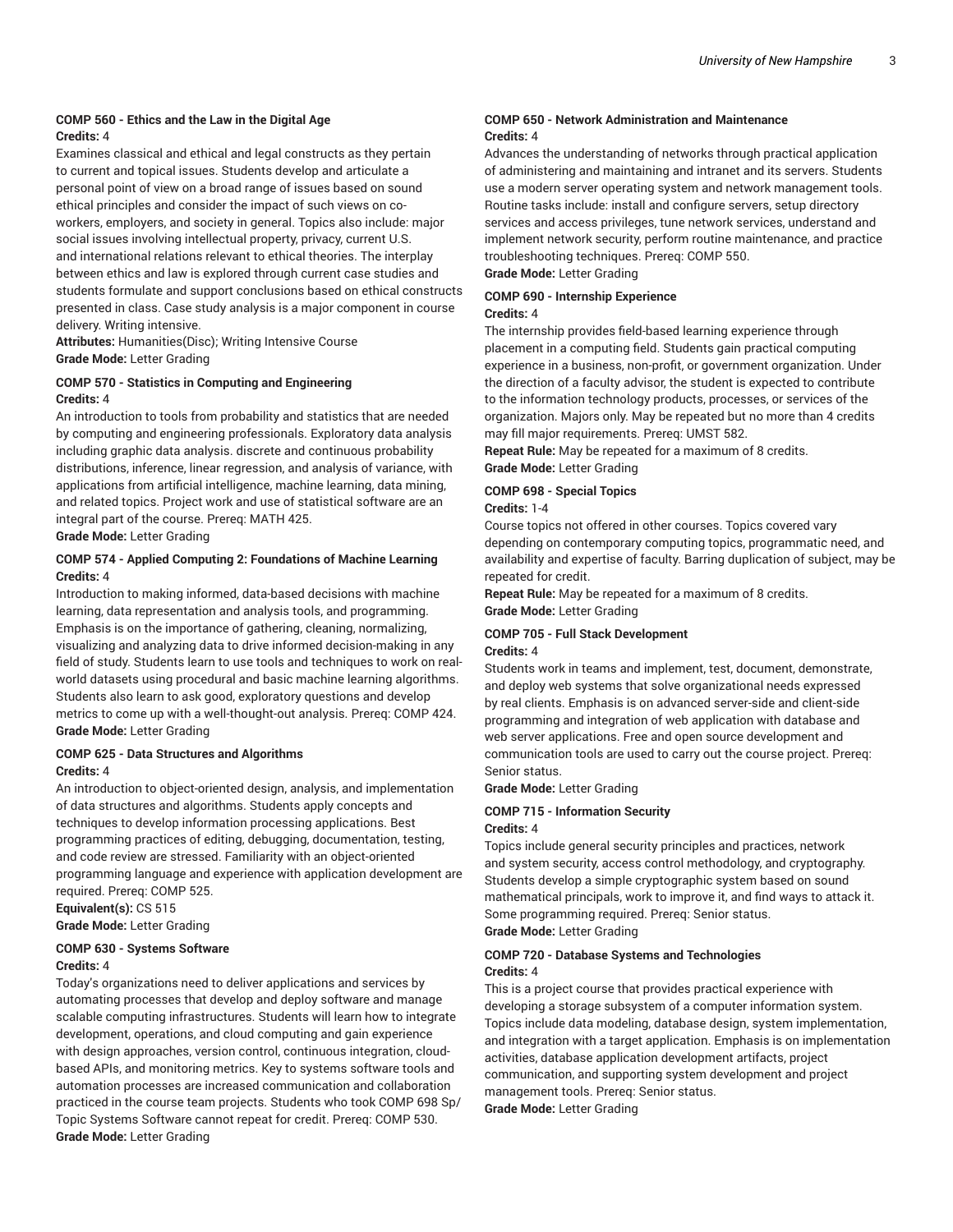#### COMP 560 - Ethics and the Law in the Digital Age

**Credits:** 4

Examines classical and ethical and legal constructs as they pertain to current and topical issues. Students develop and articulate a personal point of view on a broad range of issues based on sound ethical principles and consider the impact of such views on co-workers, employers, and society in general. Topics also include: major social issues involving intellectual property, privacy, current U.S. and international relations relevant to ethical theories. The interplay between ethics and law is explored through current case studies and students formulate and support conclusions based on ethical constructs presented in class. Case study analysis is a major component in course delivery. Writing intensive.

**Attributes:** Humanities(Disc); Writing Intensive Course

**Grade Mode:** Letter Grading

#### COMP 570 - Statistics in Computing and Engineering

**Credits:** 4

An introduction to tools from probability and statistics that are needed by computing and engineering professionals. Exploratory data analysis including graphic data analysis. discrete and continuous probability distributions, inference, linear regression, and analysis of variance, with applications from artificial intelligence, machine learning, data mining, and related topics. Project work and use of statistical software are an integral part of the course. Prereq: MATH 425.

**Grade Mode:** Letter Grading

#### COMP 574 - Applied Computing 2: Foundations of Machine Learning

**Credits:** 4

Introduction to making informed, data-based decisions with machine learning, data representation and analysis tools, and programming. Emphasis is on the importance of gathering, cleaning, normalizing, visualizing and analyzing data to drive informed decision-making in any field of study. Students learn to use tools and techniques to work on real-world datasets using procedural and basic machine learning algorithms. Students also learn to ask good, exploratory questions and develop metrics to come up with a well-thought-out analysis. Prereq: COMP 424.

**Grade Mode:** Letter Grading

#### COMP 625 - Data Structures and Algorithms

**Credits:** 4

An introduction to object-oriented design, analysis, and implementation of data structures and algorithms. Students apply concepts and techniques to develop information processing applications. Best programming practices of editing, debugging, documentation, testing, and code review are stressed. Familiarity with an object-oriented programming language and experience with application development are required. Prereq: COMP 525.

**Equivalent(s):** CS 515

**Grade Mode:** Letter Grading

#### COMP 630 - Systems Software

**Credits:** 4

Today's organizations need to deliver applications and services by automating processes that develop and deploy software and manage scalable computing infrastructures. Students will learn how to integrate development, operations, and cloud computing and gain experience with design approaches, version control, continuous integration, cloud-based APIs, and monitoring metrics. Key to systems software tools and automation processes are increased communication and collaboration practiced in the course team projects. Students who took COMP 698 Sp/Topic Systems Software cannot repeat for credit. Prereq: COMP 530.

**Grade Mode:** Letter Grading

#### COMP 650 - Network Administration and Maintenance

**Credits:** 4

Advances the understanding of networks through practical application of administering and maintaining and intranet and its servers. Students use a modern server operating system and network management tools. Routine tasks include: install and configure servers, setup directory services and access privileges, tune network services, understand and implement network security, perform routine maintenance, and practice troubleshooting techniques. Prereq: COMP 550.

**Grade Mode:** Letter Grading

#### COMP 690 - Internship Experience

**Credits:** 4

The internship provides field-based learning experience through placement in a computing field. Students gain practical computing experience in a business, non-profit, or government organization. Under the direction of a faculty advisor, the student is expected to contribute to the information technology products, processes, or services of the organization. Majors only. May be repeated but no more than 4 credits may fill major requirements. Prereq: UMST 582.

**Repeat Rule:** May be repeated for a maximum of 8 credits.

**Grade Mode:** Letter Grading

#### COMP 698 - Special Topics

**Credits:** 1-4

Course topics not offered in other courses. Topics covered vary depending on contemporary computing topics, programmatic need, and availability and expertise of faculty. Barring duplication of subject, may be repeated for credit.

**Repeat Rule:** May be repeated for a maximum of 8 credits.

**Grade Mode:** Letter Grading

#### COMP 705 - Full Stack Development

**Credits:** 4

Students work in teams and implement, test, document, demonstrate, and deploy web systems that solve organizational needs expressed by real clients. Emphasis is on advanced server-side and client-side programming and integration of web application with database and web server applications. Free and open source development and communication tools are used to carry out the course project. Prereq: Senior status.

**Grade Mode:** Letter Grading

#### COMP 715 - Information Security

**Credits:** 4

Topics include general security principles and practices, network and system security, access control methodology, and cryptography. Students develop a simple cryptographic system based on sound mathematical principals, work to improve it, and find ways to attack it. Some programming required. Prereq: Senior status.

**Grade Mode:** Letter Grading

#### COMP 720 - Database Systems and Technologies

**Credits:** 4

This is a project course that provides practical experience with developing a storage subsystem of a computer information system. Topics include data modeling, database design, system implementation, and integration with a target application. Emphasis is on implementation activities, database application development artifacts, project communication, and supporting system development and project management tools. Prereq: Senior status.

**Grade Mode:** Letter Grading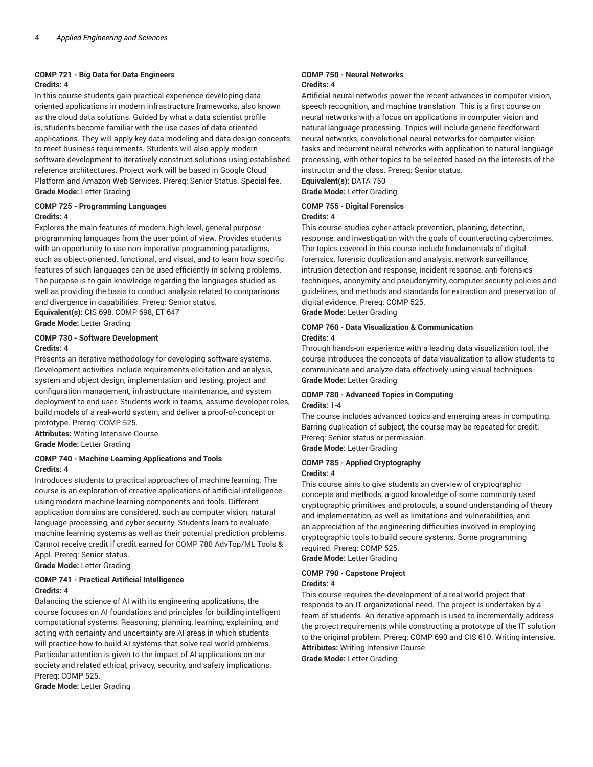### COMP 721 - Big Data for Data Engineers

**Credits:** 4

In this course students gain practical experience developing data-oriented applications in modern infrastructure frameworks, also known as the cloud data solutions. Guided by what a data scientist profile is, students become familiar with the use cases of data oriented applications. They will apply key data modeling and data design concepts to meet business requirements. Students will also apply modern software development to iteratively construct solutions using established reference architectures. Project work will be based in Google Cloud Platform and Amazon Web Services. Prereq: Senior Status. Special fee.

**Grade Mode:** Letter Grading

### COMP 725 - Programming Languages

**Credits:** 4

Explores the main features of modern, high-level, general purpose programming languages from the user point of view. Provides students with an opportunity to use non-imperative programming paradigms, such as object-oriented, functional, and visual, and to learn how specific features of such languages can be used efficiently in solving problems. The purpose is to gain knowledge regarding the languages studied as well as providing the basis to conduct analysis related to comparisons and divergence in capabilities. Prereq: Senior status.

**Equivalent(s):** CIS 698, COMP 698, ET 647

**Grade Mode:** Letter Grading

### COMP 730 - Software Development

**Credits:** 4

Presents an iterative methodology for developing software systems. Development activities include requirements elicitation and analysis, system and object design, implementation and testing, project and configuration management, infrastructure maintenance, and system deployment to end user. Students work in teams, assume developer roles, build models of a real-world system, and deliver a proof-of-concept or prototype. Prereq: COMP 525.

**Attributes:** Writing Intensive Course

**Grade Mode:** Letter Grading

### COMP 740 - Machine Learning Applications and Tools

**Credits:** 4

Introduces students to practical approaches of machine learning. The course is an exploration of creative applications of artificial intelligence using modern machine learning components and tools. Different application domains are considered, such as computer vision, natural language processing, and cyber security. Students learn to evaluate machine learning systems as well as their potential prediction problems. Cannot receive credit if credit earned for COMP 780 AdvTop/ML Tools & Appl. Prereq: Senior status.

**Grade Mode:** Letter Grading

### COMP 741 - Practical Artificial Intelligence

**Credits:** 4

Balancing the science of AI with its engineering applications, the course focuses on AI foundations and principles for building intelligent computational systems. Reasoning, planning, learning, explaining, and acting with certainty and uncertainty are AI areas in which students will practice how to build AI systems that solve real-world problems. Particular attention is given to the impact of AI applications on our society and related ethical, privacy, security, and safety implications. Prereq: COMP 525.

**Grade Mode:** Letter Grading

### COMP 750 - Neural Networks

**Credits:** 4

Artificial neural networks power the recent advances in computer vision, speech recognition, and machine translation. This is a first course on neural networks with a focus on applications in computer vision and natural language processing. Topics will include generic feedforward neural networks, convolutional neural networks for computer vision tasks and recurrent neural networks with application to natural language processing, with other topics to be selected based on the interests of the instructor and the class. Prereq: Senior status.

**Equivalent(s):** DATA 750

**Grade Mode:** Letter Grading

### COMP 755 - Digital Forensics

**Credits:** 4

This course studies cyber-attack prevention, planning, detection, response, and investigation with the goals of counteracting cybercrimes. The topics covered in this course include fundamentals of digital forensics, forensic duplication and analysis, network surveillance, intrusion detection and response, incident response, anti-forensics techniques, anonymity and pseudonymity, computer security policies and guidelines, and methods and standards for extraction and preservation of digital evidence. Prereq: COMP 525.

**Grade Mode:** Letter Grading

### COMP 760 - Data Visualization & Communication

**Credits:** 4

Through hands-on experience with a leading data visualization tool, the course introduces the concepts of data visualization to allow students to communicate and analyze data effectively using visual techniques.

**Grade Mode:** Letter Grading

### COMP 780 - Advanced Topics in Computing

**Credits:** 1-4

The course includes advanced topics and emerging areas in computing. Barring duplication of subject, the course may be repeated for credit. Prereq: Senior status or permission.

**Grade Mode:** Letter Grading

### COMP 785 - Applied Cryptography

**Credits:** 4

This course aims to give students an overview of cryptographic concepts and methods, a good knowledge of some commonly used cryptographic primitives and protocols, a sound understanding of theory and implementation, as well as limitations and vulnerabilities, and an appreciation of the engineering difficulties involved in employing cryptographic tools to build secure systems. Some programming required. Prereq: COMP 525.

**Grade Mode:** Letter Grading

### COMP 790 - Capstone Project

**Credits:** 4

This course requires the development of a real world project that responds to an IT organizational need. The project is undertaken by a team of students. An iterative approach is used to incrementally address the project requirements while constructing a prototype of the IT solution to the original problem. Prereq: COMP 690 and CIS 610. Writing intensive.

**Attributes:** Writing Intensive Course

**Grade Mode:** Letter Grading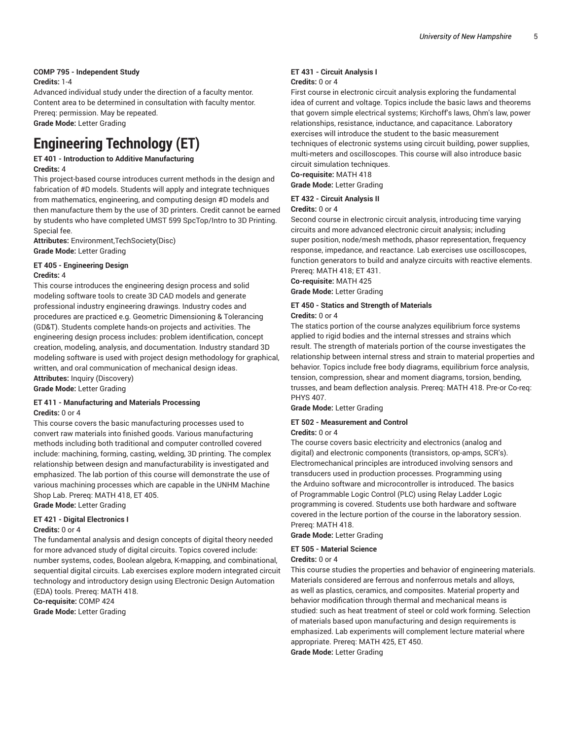**COMP 795 - Independent Study**
**Credits:** 1-4
Advanced individual study under the direction of a faculty mentor. Content area to be determined in consultation with faculty mentor. Prereq: permission. May be repeated.
**Grade Mode:** Letter Grading

# Engineering Technology (ET)

**ET 401 - Introduction to Additive Manufacturing**
**Credits:** 4
This project-based course introduces current methods in the design and fabrication of #D models. Students will apply and integrate techniques from mathematics, engineering, and computing design #D models and then manufacture them by the use of 3D printers. Credit cannot be earned by students who have completed UMST 599 SpcTop/Intro to 3D Printing. Special fee.
**Attributes:** Environment,TechSociety(Disc)
**Grade Mode:** Letter Grading

**ET 405 - Engineering Design**
**Credits:** 4
This course introduces the engineering design process and solid modeling software tools to create 3D CAD models and generate professional industry engineering drawings. Industry codes and procedures are practiced e.g. Geometric Dimensioning & Tolerancing (GD&T). Students complete hands-on projects and activities. The engineering design process includes: problem identification, concept creation, modeling, analysis, and documentation. Industry standard 3D modeling software is used with project design methodology for graphical, written, and oral communication of mechanical design ideas.
**Attributes:** Inquiry (Discovery)
**Grade Mode:** Letter Grading

**ET 411 - Manufacturing and Materials Processing**
**Credits:** 0 or 4
This course covers the basic manufacturing processes used to convert raw materials into finished goods. Various manufacturing methods including both traditional and computer controlled covered include: machining, forming, casting, welding, 3D printing. The complex relationship between design and manufacturability is investigated and emphasized. The lab portion of this course will demonstrate the use of various machining processes which are capable in the UNHM Machine Shop Lab. Prereq: MATH 418, ET 405.
**Grade Mode:** Letter Grading

**ET 421 - Digital Electronics I**
**Credits:** 0 or 4
The fundamental analysis and design concepts of digital theory needed for more advanced study of digital circuits. Topics covered include: number systems, codes, Boolean algebra, K-mapping, and combinational, sequential digital circuits. Lab exercises explore modern integrated circuit technology and introductory design using Electronic Design Automation (EDA) tools. Prereq: MATH 418.
**Co-requisite:** COMP 424
**Grade Mode:** Letter Grading

**ET 431 - Circuit Analysis I**
**Credits:** 0 or 4
First course in electronic circuit analysis exploring the fundamental idea of current and voltage. Topics include the basic laws and theorems that govern simple electrical systems; Kirchoff's laws, Ohm's law, power relationships, resistance, inductance, and capacitance. Laboratory exercises will introduce the student to the basic measurement techniques of electronic systems using circuit building, power supplies, multi-meters and oscilloscopes. This course will also introduce basic circuit simulation techniques.
**Co-requisite:** MATH 418
**Grade Mode:** Letter Grading

**ET 432 - Circuit Analysis II**
**Credits:** 0 or 4
Second course in electronic circuit analysis, introducing time varying circuits and more advanced electronic circuit analysis; including super position, node/mesh methods, phasor representation, frequency response, impedance, and reactance. Lab exercises use oscilloscopes, function generators to build and analyze circuits with reactive elements. Prereq: MATH 418; ET 431.
**Co-requisite:** MATH 425
**Grade Mode:** Letter Grading

**ET 450 - Statics and Strength of Materials**
**Credits:** 0 or 4
The statics portion of the course analyzes equilibrium force systems applied to rigid bodies and the internal stresses and strains which result. The strength of materials portion of the course investigates the relationship between internal stress and strain to material properties and behavior. Topics include free body diagrams, equilibrium force analysis, tension, compression, shear and moment diagrams, torsion, bending, trusses, and beam deflection analysis. Prereq: MATH 418. Pre-or Co-req: PHYS 407.
**Grade Mode:** Letter Grading

**ET 502 - Measurement and Control**
**Credits:** 0 or 4
The course covers basic electricity and electronics (analog and digital) and electronic components (transistors, op-amps, SCR's). Electromechanical principles are introduced involving sensors and transducers used in production processes. Programming using the Arduino software and microcontroller is introduced. The basics of Programmable Logic Control (PLC) using Relay Ladder Logic programming is covered. Students use both hardware and software covered in the lecture portion of the course in the laboratory session. Prereq: MATH 418.
**Grade Mode:** Letter Grading

**ET 505 - Material Science**
**Credits:** 0 or 4
This course studies the properties and behavior of engineering materials. Materials considered are ferrous and nonferrous metals and alloys, as well as plastics, ceramics, and composites. Material property and behavior modification through thermal and mechanical means is studied: such as heat treatment of steel or cold work forming. Selection of materials based upon manufacturing and design requirements is emphasized. Lab experiments will complement lecture material where appropriate. Prereq: MATH 425, ET 450.
**Grade Mode:** Letter Grading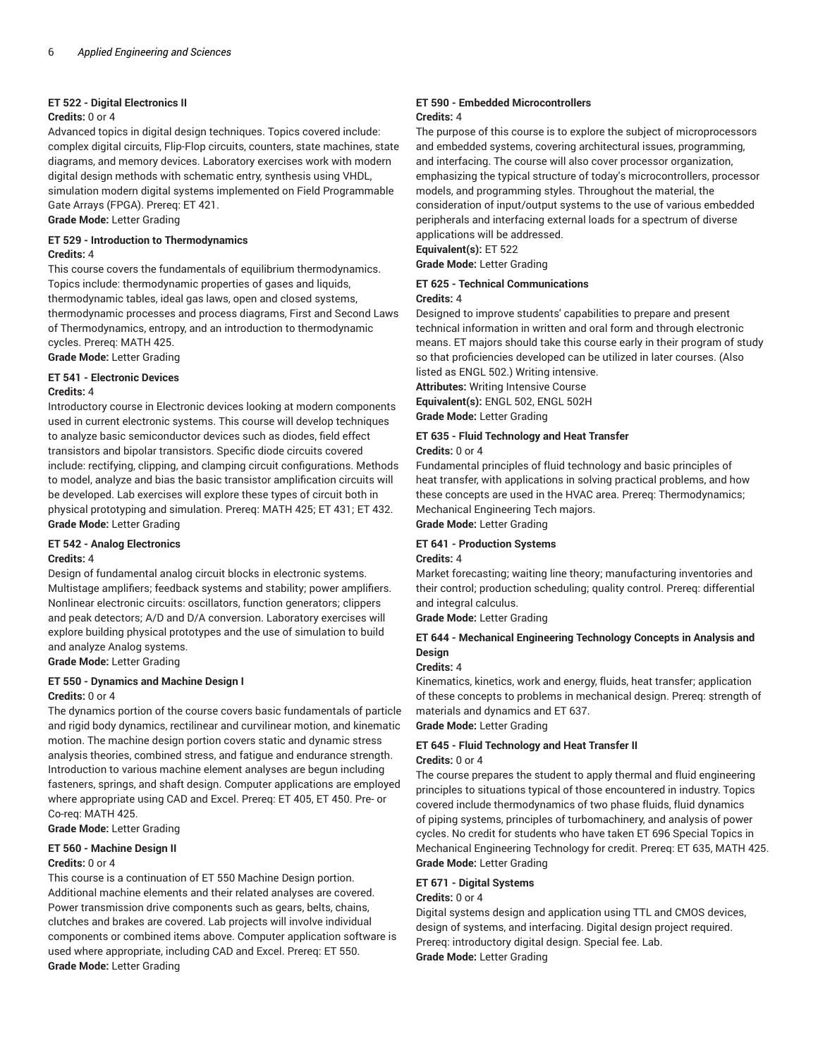#### ET 522 - Digital Electronics II

**Credits:** 0 or 4

Advanced topics in digital design techniques. Topics covered include: complex digital circuits, Flip-Flop circuits, counters, state machines, state diagrams, and memory devices. Laboratory exercises work with modern digital design methods with schematic entry, synthesis using VHDL, simulation modern digital systems implemented on Field Programmable Gate Arrays (FPGA). Prereq: ET 421.

**Grade Mode:** Letter Grading

#### ET 529 - Introduction to Thermodynamics

**Credits:** 4

This course covers the fundamentals of equilibrium thermodynamics. Topics include: thermodynamic properties of gases and liquids, thermodynamic tables, ideal gas laws, open and closed systems, thermodynamic processes and process diagrams, First and Second Laws of Thermodynamics, entropy, and an introduction to thermodynamic cycles. Prereq: MATH 425.

**Grade Mode:** Letter Grading

#### ET 541 - Electronic Devices

**Credits:** 4

Introductory course in Electronic devices looking at modern components used in current electronic systems. This course will develop techniques to analyze basic semiconductor devices such as diodes, field effect transistors and bipolar transistors. Specific diode circuits covered include: rectifying, clipping, and clamping circuit configurations. Methods to model, analyze and bias the basic transistor amplification circuits will be developed. Lab exercises will explore these types of circuit both in physical prototyping and simulation. Prereq: MATH 425; ET 431; ET 432.

**Grade Mode:** Letter Grading

#### ET 542 - Analog Electronics

**Credits:** 4

Design of fundamental analog circuit blocks in electronic systems. Multistage amplifiers; feedback systems and stability; power amplifiers. Nonlinear electronic circuits: oscillators, function generators; clippers and peak detectors; A/D and D/A conversion. Laboratory exercises will explore building physical prototypes and the use of simulation to build and analyze Analog systems.

**Grade Mode:** Letter Grading

#### ET 550 - Dynamics and Machine Design I

**Credits:** 0 or 4

The dynamics portion of the course covers basic fundamentals of particle and rigid body dynamics, rectilinear and curvilinear motion, and kinematic motion. The machine design portion covers static and dynamic stress analysis theories, combined stress, and fatigue and endurance strength. Introduction to various machine element analyses are begun including fasteners, springs, and shaft design. Computer applications are employed where appropriate using CAD and Excel. Prereq: ET 405, ET 450. Pre- or Co-req: MATH 425.

**Grade Mode:** Letter Grading

#### ET 560 - Machine Design II

**Credits:** 0 or 4

This course is a continuation of ET 550 Machine Design portion. Additional machine elements and their related analyses are covered. Power transmission drive components such as gears, belts, chains, clutches and brakes are covered. Lab projects will involve individual components or combined items above. Computer application software is used where appropriate, including CAD and Excel. Prereq: ET 550.

**Grade Mode:** Letter Grading

#### ET 590 - Embedded Microcontrollers

**Credits:** 4

The purpose of this course is to explore the subject of microprocessors and embedded systems, covering architectural issues, programming, and interfacing. The course will also cover processor organization, emphasizing the typical structure of today's microcontrollers, processor models, and programming styles. Throughout the material, the consideration of input/output systems to the use of various embedded peripherals and interfacing external loads for a spectrum of diverse applications will be addressed.

**Equivalent(s):** ET 522

**Grade Mode:** Letter Grading

#### ET 625 - Technical Communications

**Credits:** 4

Designed to improve students' capabilities to prepare and present technical information in written and oral form and through electronic means. ET majors should take this course early in their program of study so that proficiencies developed can be utilized in later courses. (Also listed as ENGL 502.) Writing intensive.

**Attributes:** Writing Intensive Course

**Equivalent(s):** ENGL 502, ENGL 502H

**Grade Mode:** Letter Grading

#### ET 635 - Fluid Technology and Heat Transfer

**Credits:** 0 or 4

Fundamental principles of fluid technology and basic principles of heat transfer, with applications in solving practical problems, and how these concepts are used in the HVAC area. Prereq: Thermodynamics; Mechanical Engineering Tech majors.

**Grade Mode:** Letter Grading

#### ET 641 - Production Systems

**Credits:** 4

Market forecasting; waiting line theory; manufacturing inventories and their control; production scheduling; quality control. Prereq: differential and integral calculus.

**Grade Mode:** Letter Grading

#### ET 644 - Mechanical Engineering Technology Concepts in Analysis and Design

**Credits:** 4

Kinematics, kinetics, work and energy, fluids, heat transfer; application of these concepts to problems in mechanical design. Prereq: strength of materials and dynamics and ET 637.

**Grade Mode:** Letter Grading

#### ET 645 - Fluid Technology and Heat Transfer II

**Credits:** 0 or 4

The course prepares the student to apply thermal and fluid engineering principles to situations typical of those encountered in industry. Topics covered include thermodynamics of two phase fluids, fluid dynamics of piping systems, principles of turbomachinery, and analysis of power cycles. No credit for students who have taken ET 696 Special Topics in Mechanical Engineering Technology for credit. Prereq: ET 635, MATH 425.

**Grade Mode:** Letter Grading

#### ET 671 - Digital Systems

**Credits:** 0 or 4

Digital systems design and application using TTL and CMOS devices, design of systems, and interfacing. Digital design project required. Prereq: introductory digital design. Special fee. Lab.

**Grade Mode:** Letter Grading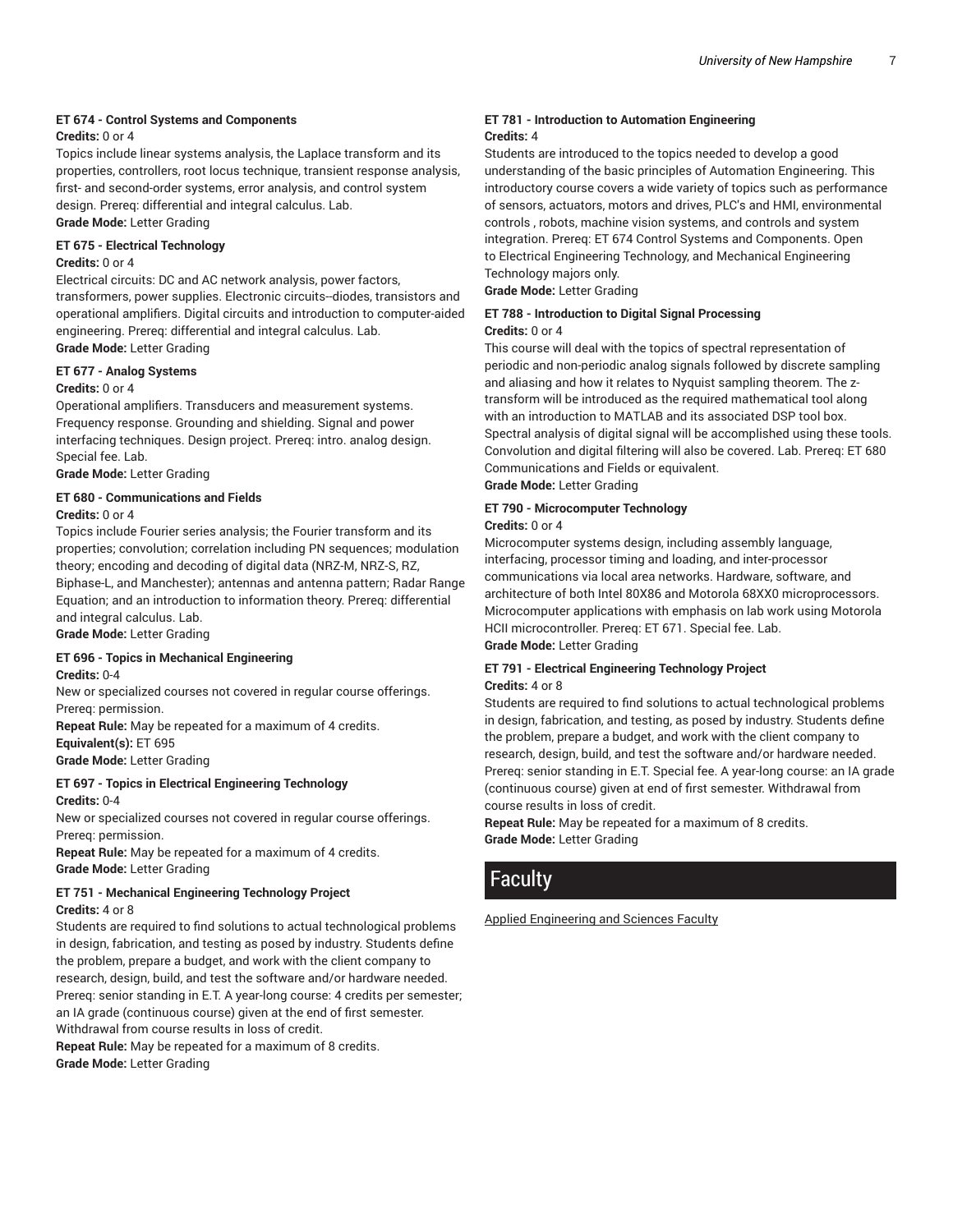#### ET 674 - Control Systems and Components

**Credits:** 0 or 4

Topics include linear systems analysis, the Laplace transform and its properties, controllers, root locus technique, transient response analysis, first- and second-order systems, error analysis, and control system design. Prereq: differential and integral calculus. Lab.

**Grade Mode:** Letter Grading

#### ET 675 - Electrical Technology

**Credits:** 0 or 4

Electrical circuits: DC and AC network analysis, power factors, transformers, power supplies. Electronic circuits--diodes, transistors and operational amplifiers. Digital circuits and introduction to computer-aided engineering. Prereq: differential and integral calculus. Lab.

**Grade Mode:** Letter Grading

#### ET 677 - Analog Systems

**Credits:** 0 or 4

Operational amplifiers. Transducers and measurement systems. Frequency response. Grounding and shielding. Signal and power interfacing techniques. Design project. Prereq: intro. analog design. Special fee. Lab.

**Grade Mode:** Letter Grading

#### ET 680 - Communications and Fields

**Credits:** 0 or 4

Topics include Fourier series analysis; the Fourier transform and its properties; convolution; correlation including PN sequences; modulation theory; encoding and decoding of digital data (NRZ-M, NRZ-S, RZ, Biphase-L, and Manchester); antennas and antenna pattern; Radar Range Equation; and an introduction to information theory. Prereq: differential and integral calculus. Lab.

**Grade Mode:** Letter Grading

#### ET 696 - Topics in Mechanical Engineering

**Credits:** 0-4

New or specialized courses not covered in regular course offerings. Prereq: permission.

**Repeat Rule:** May be repeated for a maximum of 4 credits.

**Equivalent(s):** ET 695

**Grade Mode:** Letter Grading

#### ET 697 - Topics in Electrical Engineering Technology

**Credits:** 0-4

New or specialized courses not covered in regular course offerings. Prereq: permission.

**Repeat Rule:** May be repeated for a maximum of 4 credits.

**Grade Mode:** Letter Grading

#### ET 751 - Mechanical Engineering Technology Project

**Credits:** 4 or 8

Students are required to find solutions to actual technological problems in design, fabrication, and testing as posed by industry. Students define the problem, prepare a budget, and work with the client company to research, design, build, and test the software and/or hardware needed. Prereq: senior standing in E.T. A year-long course: 4 credits per semester; an IA grade (continuous course) given at the end of first semester. Withdrawal from course results in loss of credit.

**Repeat Rule:** May be repeated for a maximum of 8 credits.

**Grade Mode:** Letter Grading

#### ET 781 - Introduction to Automation Engineering

**Credits:** 4

Students are introduced to the topics needed to develop a good understanding of the basic principles of Automation Engineering. This introductory course covers a wide variety of topics such as performance of sensors, actuators, motors and drives, PLC's and HMI, environmental controls , robots, machine vision systems, and controls and system integration. Prereq: ET 674 Control Systems and Components. Open to Electrical Engineering Technology, and Mechanical Engineering Technology majors only.

**Grade Mode:** Letter Grading

#### ET 788 - Introduction to Digital Signal Processing

**Credits:** 0 or 4

This course will deal with the topics of spectral representation of periodic and non-periodic analog signals followed by discrete sampling and aliasing and how it relates to Nyquist sampling theorem. The z-transform will be introduced as the required mathematical tool along with an introduction to MATLAB and its associated DSP tool box. Spectral analysis of digital signal will be accomplished using these tools. Convolution and digital filtering will also be covered. Lab. Prereq: ET 680 Communications and Fields or equivalent.

**Grade Mode:** Letter Grading

#### ET 790 - Microcomputer Technology

**Credits:** 0 or 4

Microcomputer systems design, including assembly language, interfacing, processor timing and loading, and inter-processor communications via local area networks. Hardware, software, and architecture of both Intel 80X86 and Motorola 68XX0 microprocessors. Microcomputer applications with emphasis on lab work using Motorola HCII microcontroller. Prereq: ET 671. Special fee. Lab.

**Grade Mode:** Letter Grading

#### ET 791 - Electrical Engineering Technology Project

**Credits:** 4 or 8

Students are required to find solutions to actual technological problems in design, fabrication, and testing, as posed by industry. Students define the problem, prepare a budget, and work with the client company to research, design, build, and test the software and/or hardware needed. Prereq: senior standing in E.T. Special fee. A year-long course: an IA grade (continuous course) given at end of first semester. Withdrawal from course results in loss of credit.

**Repeat Rule:** May be repeated for a maximum of 8 credits.

**Grade Mode:** Letter Grading

## Faculty

Applied Engineering and Sciences Faculty